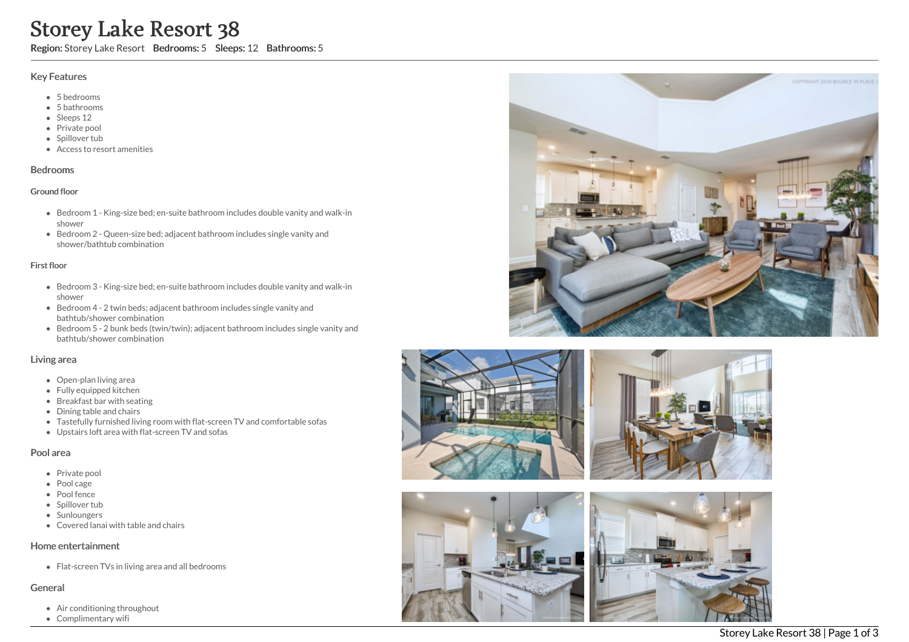# Storey Lake Resort 38

**Region:** Storey Lake Resort **Bedrooms:** 5 **Sleeps:** 12 **Bathrooms:** 5

## Key Features

- 5 bedrooms
- 5 bathrooms
- Sleeps 12
- Private pool
- Spillover tub
- Access to resort amenities

## Bedrooms

### Ground floor

- Bedroom 1 - King-size bed; en-suite bathroom includes double vanity and walk-in shower
- Bedroom 2 - Queen-size bed; adjacent bathroom includes single vanity and shower/bathtub combination

### First floor

- Bedroom 3 - King-size bed; en-suite bathroom includes double vanity and walk-in shower
- Bedroom 4 - 2 twin beds; adjacent bathroom includes single vanity and bathtub/shower combination
- Bedroom 5 - 2 bunk beds (twin/twin); adjacent bathroom includes single vanity and bathtub/shower combination

## Living area

- Open-plan living area
- Fully equipped kitchen
- Breakfast bar with seating
- Dining table and chairs
- Tastefully furnished living room with flat-screen TV and comfortable sofas
- Upstairs loft area with flat-screen TV and sofas

## Pool area

- Private pool
- Pool cage
- Pool fence
- Spillover tub
- Sunloungers
- Covered lanai with table and chairs

## Home entertainment

- Flat-screen TVs in living area and all bedrooms

## General

- Air conditioning throughout
- Complimentary wifi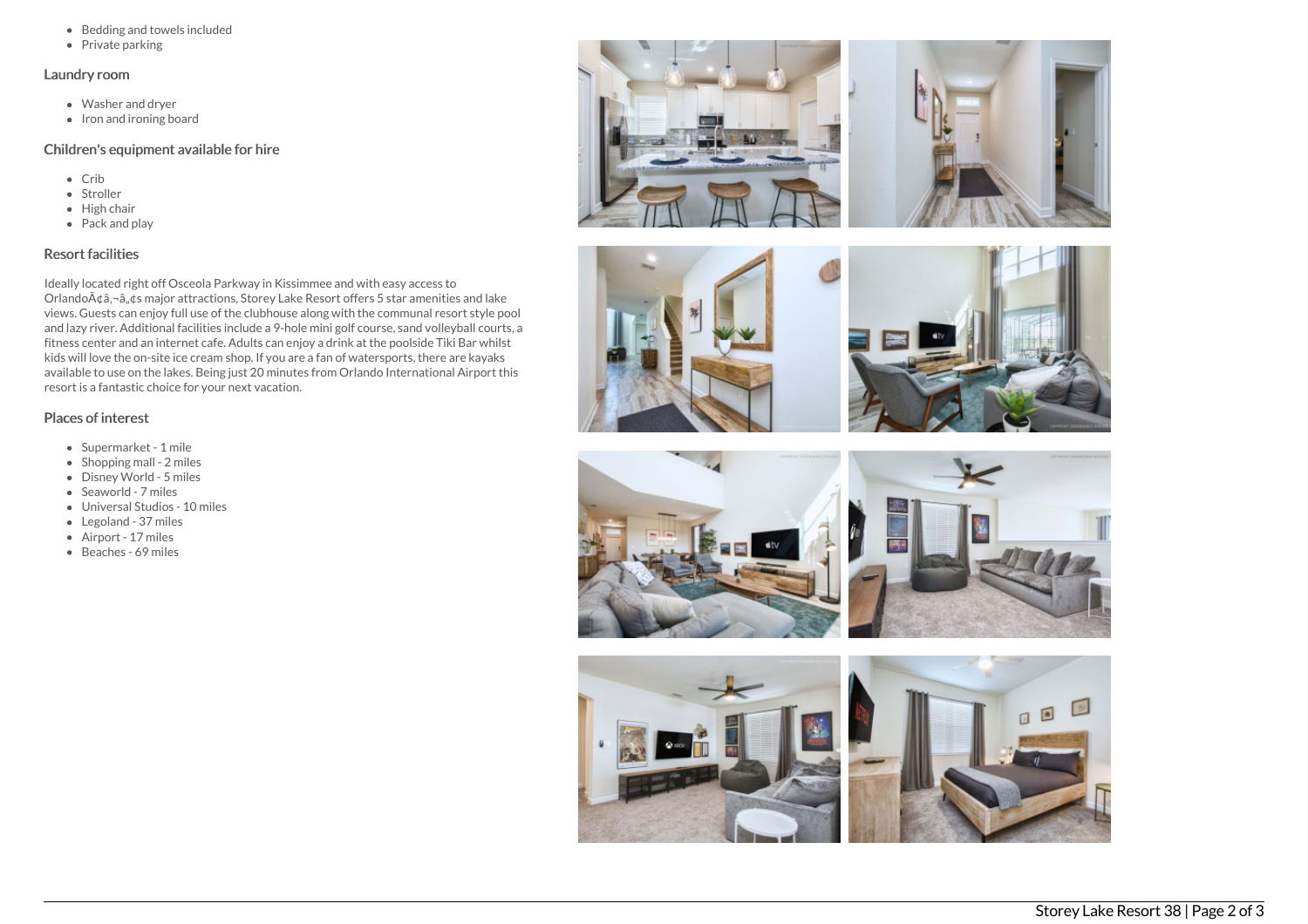- Bedding and towels included
- Private parking

### Laundry room

- Washer and dryer
- Iron and ironing board

### Children's equipment available for hire

- Crib
- Stroller
- High chair
- Pack and play

### Resort facilities

Ideally located right off Osceola Parkway in Kissimmee and with easy access to OrlandoÃ¢â‚¬â„¢s major attractions, Storey Lake Resort offers 5 star amenities and lake views. Guests can enjoy full use of the clubhouse along with the communal resort style pool and lazy river. Additional facilities include a 9-hole mini golf course, sand volleyball courts, a fitness center and an internet cafe. Adults can enjoy a drink at the poolside Tiki Bar whilst kids will love the on-site ice cream shop. If you are a fan of watersports, there are kayaks available to use on the lakes. Being just 20 minutes from Orlando International Airport this resort is a fantastic choice for your next vacation.

### Places of interest

- Supermarket - 1 mile
- Shopping mall - 2 miles
- Disney World - 5 miles
- Seaworld - 7 miles
- Universal Studios - 10 miles
- Legoland - 37 miles
- Airport - 17 miles
- Beaches - 69 miles